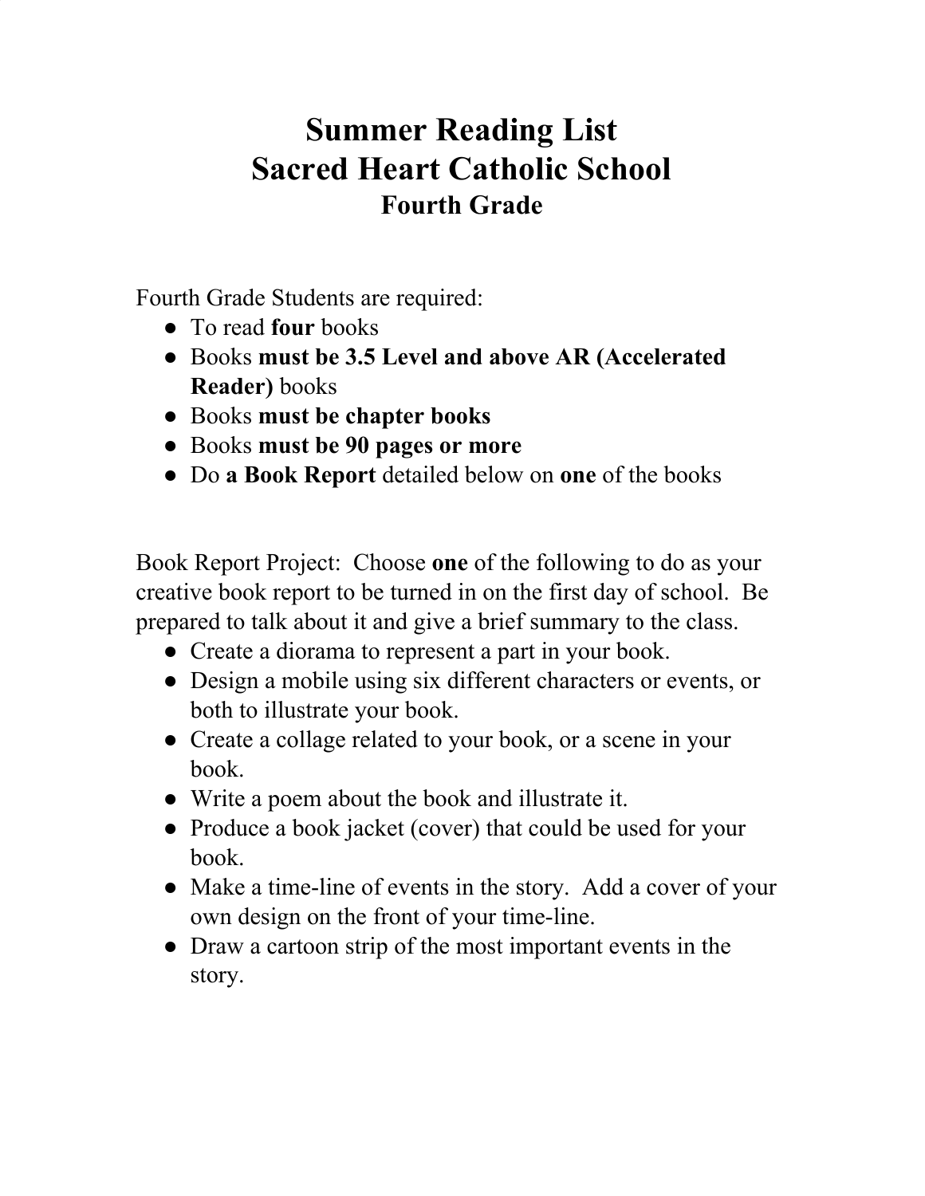# Summer Reading List
# Sacred Heart Catholic School
### Fourth Grade

Fourth Grade Students are required:

- To read **four** books
- Books **must be 3.5 Level and above AR (Accelerated Reader)** books
- Books **must be chapter books**
- Books **must be 90 pages or more**
- Do **a Book Report** detailed below on **one** of the books

Book Report Project: Choose **one** of the following to do as your creative book report to be turned in on the first day of school. Be prepared to talk about it and give a brief summary to the class.

- Create a diorama to represent a part in your book.
- Design a mobile using six different characters or events, or both to illustrate your book.
- Create a collage related to your book, or a scene in your book.
- Write a poem about the book and illustrate it.
- Produce a book jacket (cover) that could be used for your book.
- Make a time-line of events in the story. Add a cover of your own design on the front of your time-line.
- Draw a cartoon strip of the most important events in the story.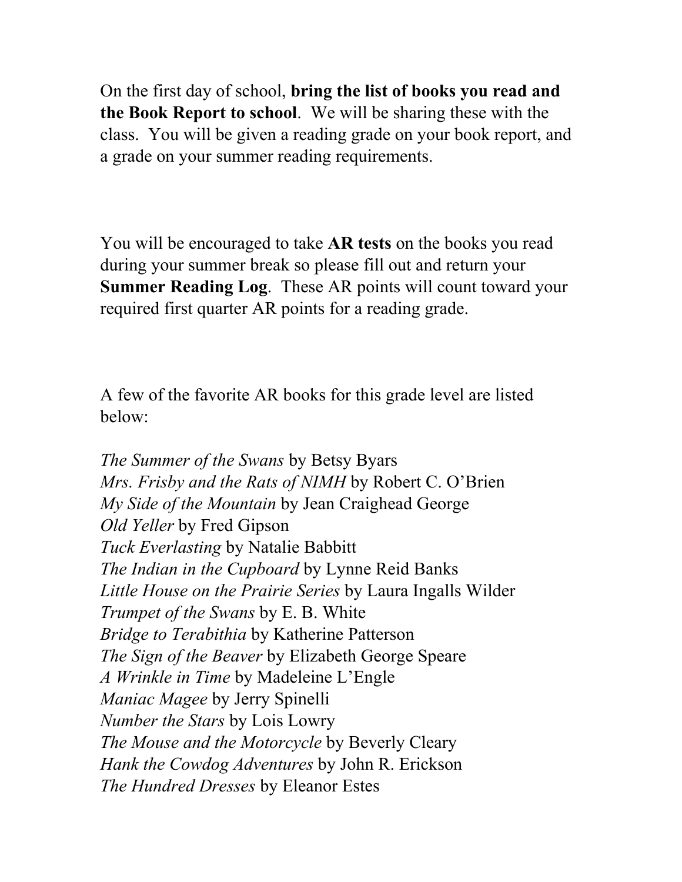On the first day of school, **bring the list of books you read and the Book Report to school**. We will be sharing these with the class. You will be given a reading grade on your book report, and a grade on your summer reading requirements.

You will be encouraged to take **AR tests** on the books you read during your summer break so please fill out and return your **Summer Reading Log**. These AR points will count toward your required first quarter AR points for a reading grade.

A few of the favorite AR books for this grade level are listed below:

*The Summer of the Swans* by Betsy Byars
*Mrs. Frisby and the Rats of NIMH* by Robert C. O'Brien
*My Side of the Mountain* by Jean Craighead George
*Old Yeller* by Fred Gipson
*Tuck Everlasting* by Natalie Babbitt
*The Indian in the Cupboard* by Lynne Reid Banks
*Little House on the Prairie Series* by Laura Ingalls Wilder
*Trumpet of the Swans* by E. B. White
*Bridge to Terabithia* by Katherine Patterson
*The Sign of the Beaver* by Elizabeth George Speare
*A Wrinkle in Time* by Madeleine L'Engle
*Maniac Magee* by Jerry Spinelli
*Number the Stars* by Lois Lowry
*The Mouse and the Motorcycle* by Beverly Cleary
*Hank the Cowdog Adventures* by John R. Erickson
*The Hundred Dresses* by Eleanor Estes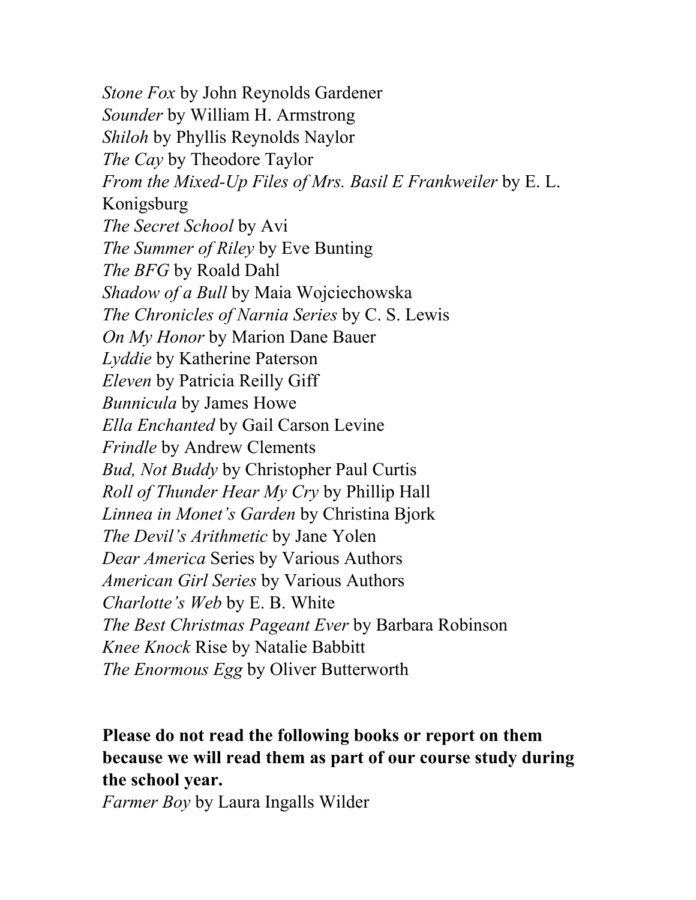*Stone Fox* by John Reynolds Gardener
*Sounder* by William H. Armstrong
*Shiloh* by Phyllis Reynolds Naylor
*The Cay* by Theodore Taylor
*From the Mixed-Up Files of Mrs. Basil E Frankweiler* by E. L. Konigsburg
*The Secret School* by Avi
*The Summer of Riley* by Eve Bunting
*The BFG* by Roald Dahl
*Shadow of a Bull* by Maia Wojciechowska
*The Chronicles of Narnia Series* by C. S. Lewis
*On My Honor* by Marion Dane Bauer
*Lyddie* by Katherine Paterson
*Eleven* by Patricia Reilly Giff
*Bunnicula* by James Howe
*Ella Enchanted* by Gail Carson Levine
*Frindle* by Andrew Clements
*Bud, Not Buddy* by Christopher Paul Curtis
*Roll of Thunder Hear My Cry* by Phillip Hall
*Linnea in Monet's Garden* by Christina Bjork
*The Devil's Arithmetic* by Jane Yolen
*Dear America* Series by Various Authors
*American Girl Series* by Various Authors
*Charlotte's Web* by E. B. White
*The Best Christmas Pageant Ever* by Barbara Robinson
*Knee Knock* Rise by Natalie Babbitt
*The Enormous Egg* by Oliver Butterworth

**Please do not read the following books or report on them because we will read them as part of our course study during the school year.**

*Farmer Boy* by Laura Ingalls Wilder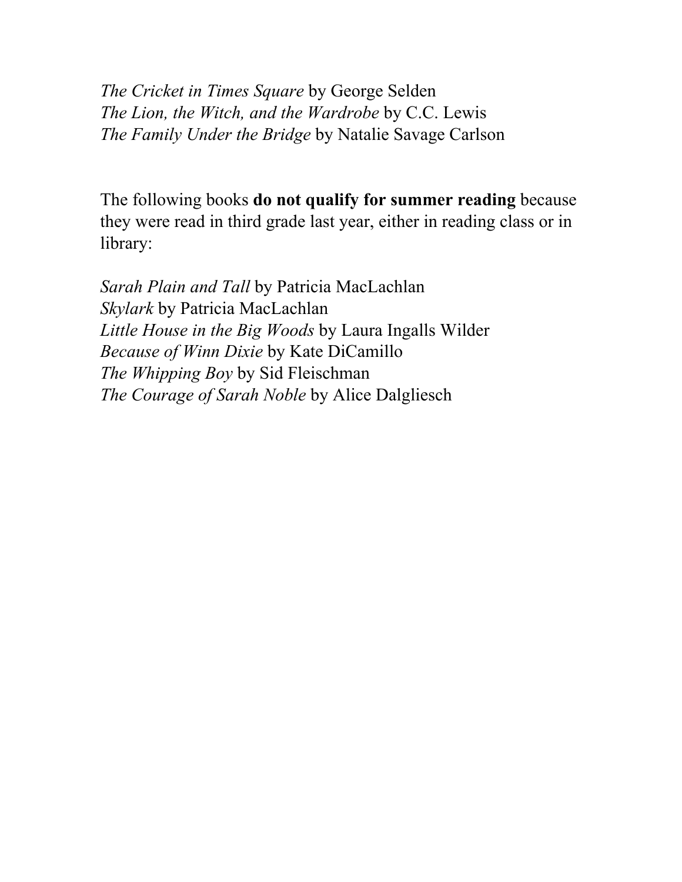*The Cricket in Times Square* by George Selden
*The Lion, the Witch, and the Wardrobe* by C.C. Lewis
*The Family Under the Bridge* by Natalie Savage Carlson

The following books **do not qualify for summer reading** because they were read in third grade last year, either in reading class or in library:

*Sarah Plain and Tall* by Patricia MacLachlan
*Skylark* by Patricia MacLachlan
*Little House in the Big Woods* by Laura Ingalls Wilder
*Because of Winn Dixie* by Kate DiCamillo
*The Whipping Boy* by Sid Fleischman
*The Courage of Sarah Noble* by Alice Dalgliesch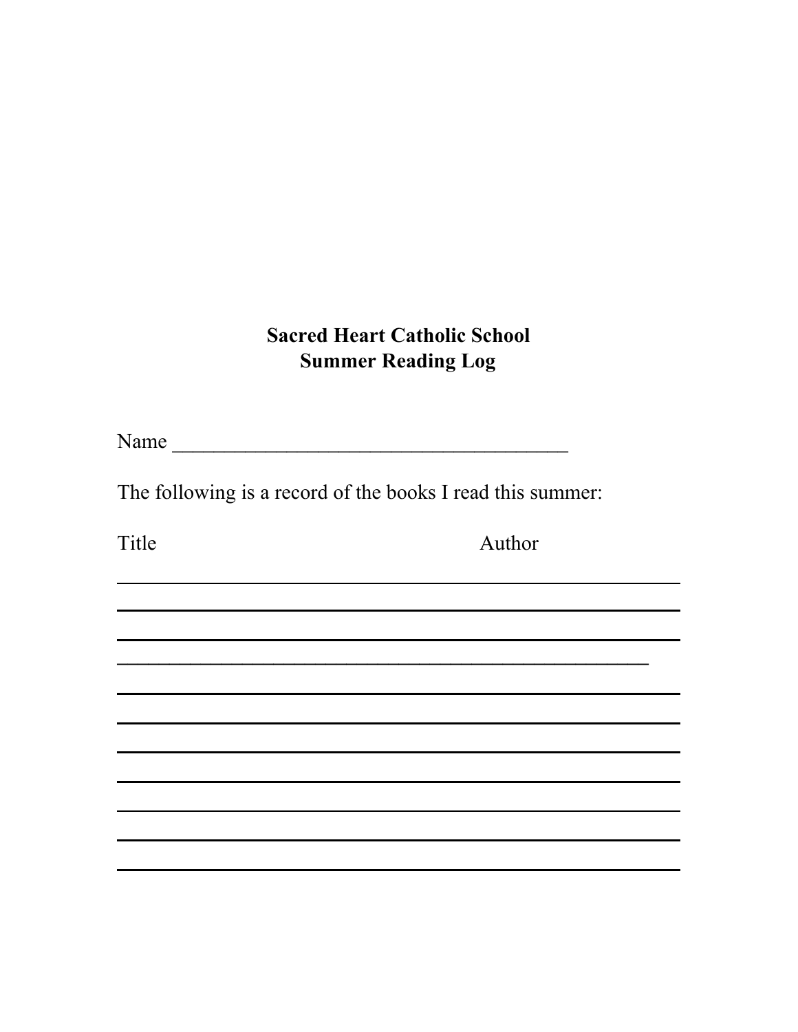**Sacred Heart Catholic School**
**Summer Reading Log**

Name ______________________________________

The following is a record of the books I read this summer:

| Title | Author |
|---|---|
| | |
| | |
| | |
| | |
| | |
| | |
| | |
| | |
| | |
| | |
| | |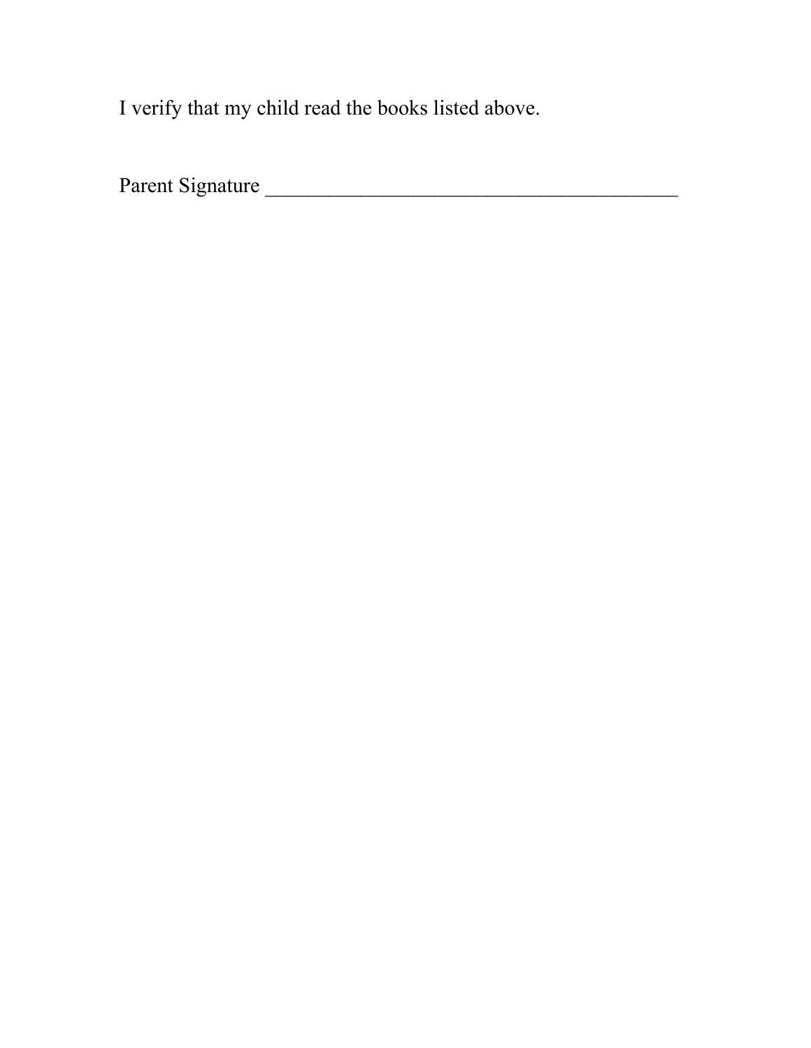I verify that my child read the books listed above.

Parent Signature ________________________________________